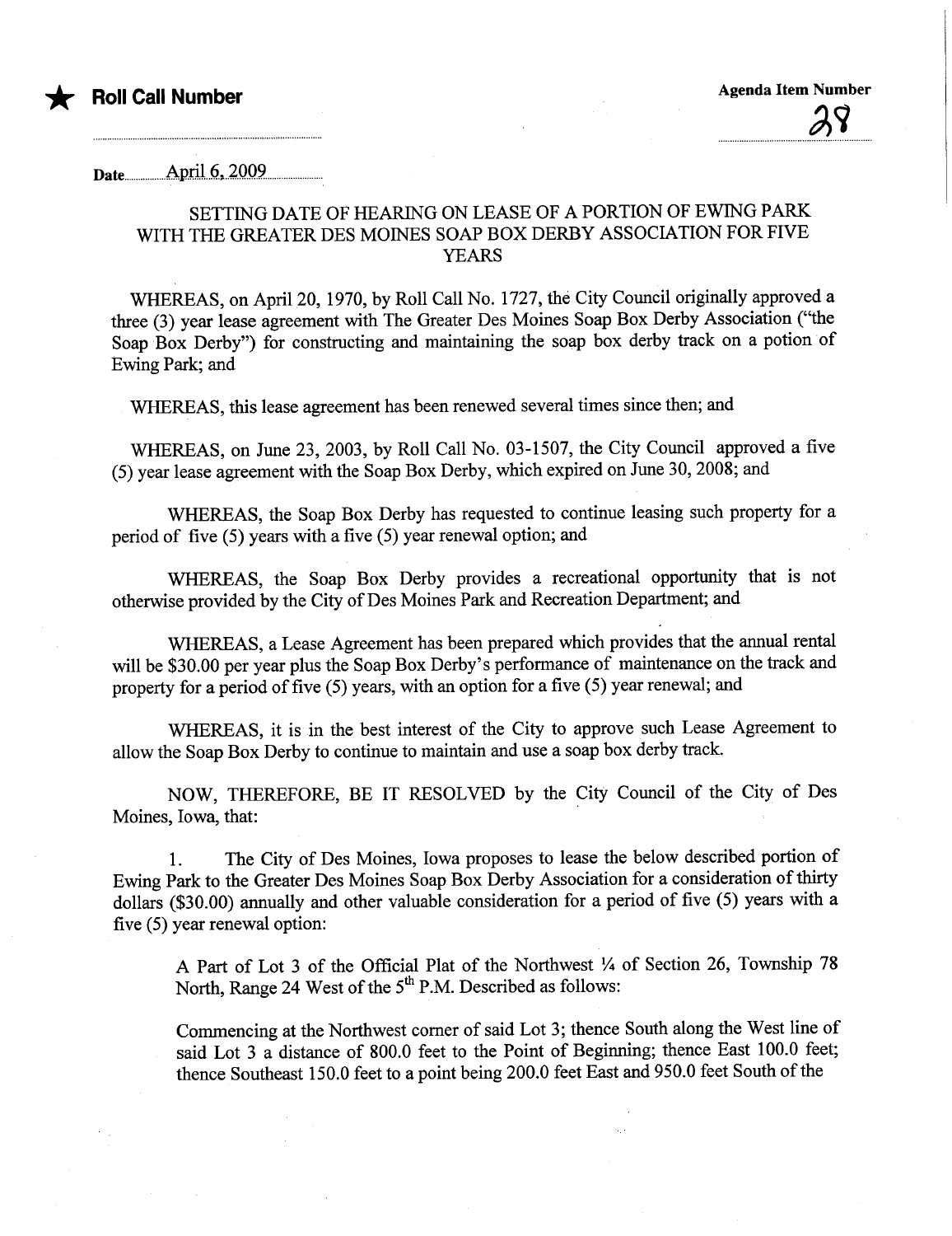★ **Roll Call Number**

**Agenda Item Number**

28

Date April 6, 2009

SETTING DATE OF HEARING ON LEASE OF A PORTION OF EWING PARK WITH THE GREATER DES MOINES SOAP BOX DERBY ASSOCIATION FOR FIVE YEARS

WHEREAS, on April 20, 1970, by Roll Call No. 1727, the City Council originally approved a three (3) year lease agreement with The Greater Des Moines Soap Box Derby Association ("the Soap Box Derby") for constructing and maintaining the soap box derby track on a potion of Ewing Park; and

WHEREAS, this lease agreement has been renewed several times since then; and

WHEREAS, on June 23, 2003, by Roll Call No. 03-1507, the City Council approved a five (5) year lease agreement with the Soap Box Derby, which expired on June 30, 2008; and

WHEREAS, the Soap Box Derby has requested to continue leasing such property for a period of five (5) years with a five (5) year renewal option; and

WHEREAS, the Soap Box Derby provides a recreational opportunity that is not otherwise provided by the City of Des Moines Park and Recreation Department; and

WHEREAS, a Lease Agreement has been prepared which provides that the annual rental will be $30.00 per year plus the Soap Box Derby's performance of maintenance on the track and property for a period of five (5) years, with an option for a five (5) year renewal; and

WHEREAS, it is in the best interest of the City to approve such Lease Agreement to allow the Soap Box Derby to continue to maintain and use a soap box derby track.

NOW, THEREFORE, BE IT RESOLVED by the City Council of the City of Des Moines, Iowa, that:

1. The City of Des Moines, Iowa proposes to lease the below described portion of Ewing Park to the Greater Des Moines Soap Box Derby Association for a consideration of thirty dollars ($30.00) annually and other valuable consideration for a period of five (5) years with a five (5) year renewal option:

A Part of Lot 3 of the Official Plat of the Northwest ¼ of Section 26, Township 78 North, Range 24 West of the 5th P.M. Described as follows:

Commencing at the Northwest corner of said Lot 3; thence South along the West line of said Lot 3 a distance of 800.0 feet to the Point of Beginning; thence East 100.0 feet; thence Southeast 150.0 feet to a point being 200.0 feet East and 950.0 feet South of the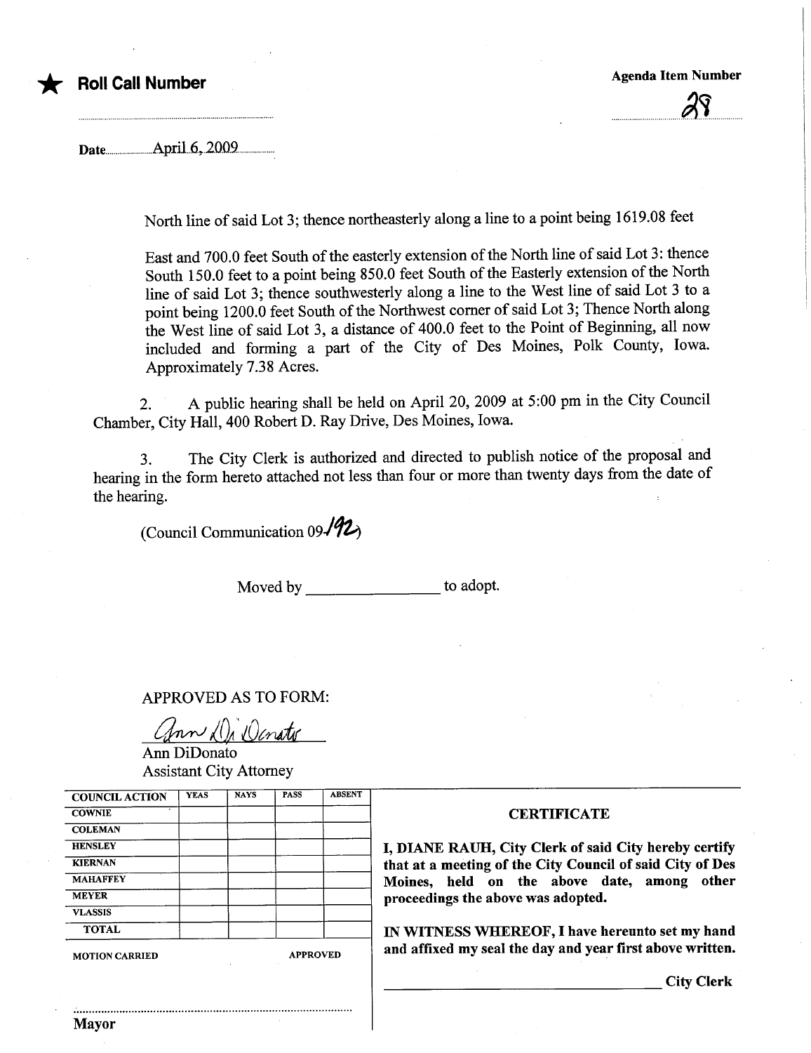★ **Roll Call Number**

Agenda Item Number

28

Date April 6, 2009

North line of said Lot 3; thence northeasterly along a line to a point being 1619.08 feet East and 700.0 feet South of the easterly extension of the North line of said Lot 3: thence South 150.0 feet to a point being 850.0 feet South of the Easterly extension of the North line of said Lot 3; thence southwesterly along a line to the West line of said Lot 3 to a point being 1200.0 feet South of the Northwest corner of said Lot 3; Thence North along the West line of said Lot 3, a distance of 400.0 feet to the Point of Beginning, all now included and forming a part of the City of Des Moines, Polk County, Iowa. Approximately 7.38 Acres.

2. A public hearing shall be held on April 20, 2009 at 5:00 pm in the City Council Chamber, City Hall, 400 Robert D. Ray Drive, Des Moines, Iowa.

3. The City Clerk is authorized and directed to publish notice of the proposal and hearing in the form hereto attached not less than four or more than twenty days from the date of the hearing.

(Council Communication 09-192)

Moved by ________________ to adopt.

APPROVED AS TO FORM:

Ann DiDonato
Ann DiDonato
Assistant City Attorney

| COUNCIL ACTION | YEAS | NAYS | PASS | ABSENT |
|---|---|---|---|---|
| COWNIE | | | | |
| COLEMAN | | | | |
| HENSLEY | | | | |
| KIERNAN | | | | |
| MAHAFFEY | | | | |
| MEYER | | | | |
| VLASSIS | | | | |
| TOTAL | | | | |

MOTION CARRIED APPROVED

.............................................................
Mayor

**CERTIFICATE**

**I, DIANE RAUH, City Clerk of said City hereby certify that at a meeting of the City Council of said City of Des Moines, held on the above date, among other proceedings the above was adopted.**

**IN WITNESS WHEREOF, I have hereunto set my hand and affixed my seal the day and year first above written.**

______________________________ **City Clerk**